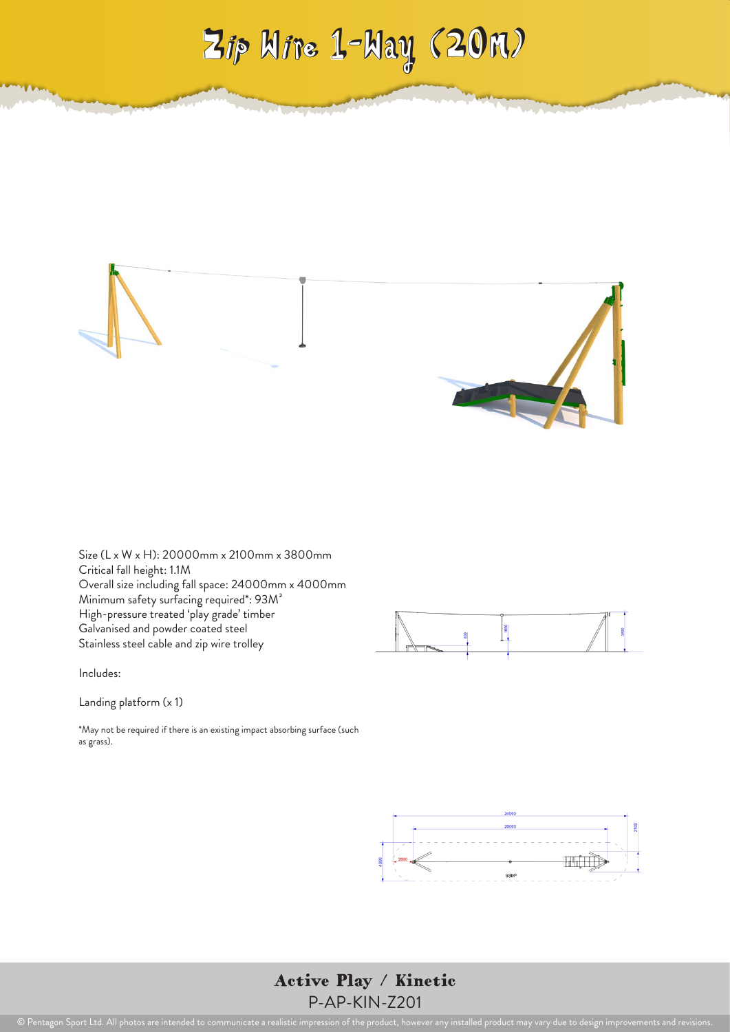# Zip Wire 1-Way (20m)

Size (L x W x H): 20000mm x 2100mm x 3800mm
Critical fall height: 1.1M
Overall size including fall space: 24000mm x 4000mm
Minimum safety surfacing required*: 93M²
High-pressure treated 'play grade' timber
Galvanised and powder coated steel
Stainless steel cable and zip wire trolley

Includes:

Landing platform (x 1)

*May not be required if there is an existing impact absorbing surface (such as grass).

**Active Play / Kinetic**
P-AP-KIN-Z201

© Pentagon Sport Ltd. All photos are intended to communicate a realistic impression of the product, however any installed product may vary due to design improvements and revisions.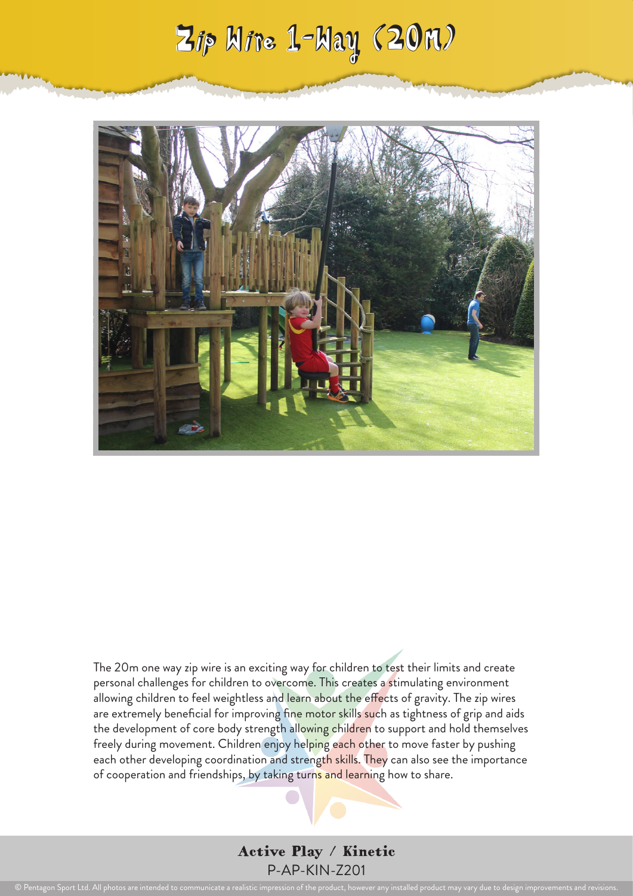# Zip Wire 1-Way (20m)

The 20m one way zip wire is an exciting way for children to test their limits and create personal challenges for children to overcome. This creates a stimulating environment allowing children to feel weightless and learn about the effects of gravity. The zip wires are extremely beneficial for improving fine motor skills such as tightness of grip and aids the development of core body strength allowing children to support and hold themselves freely during movement. Children enjoy helping each other to move faster by pushing each other developing coordination and strength skills. They can also see the importance of cooperation and friendships, by taking turns and learning how to share.

**Active Play / Kinetic**

P-AP-KIN-Z201

© Pentagon Sport Ltd. All photos are intended to communicate a realistic impression of the product, however any installed product may vary due to design improvements and revisions.